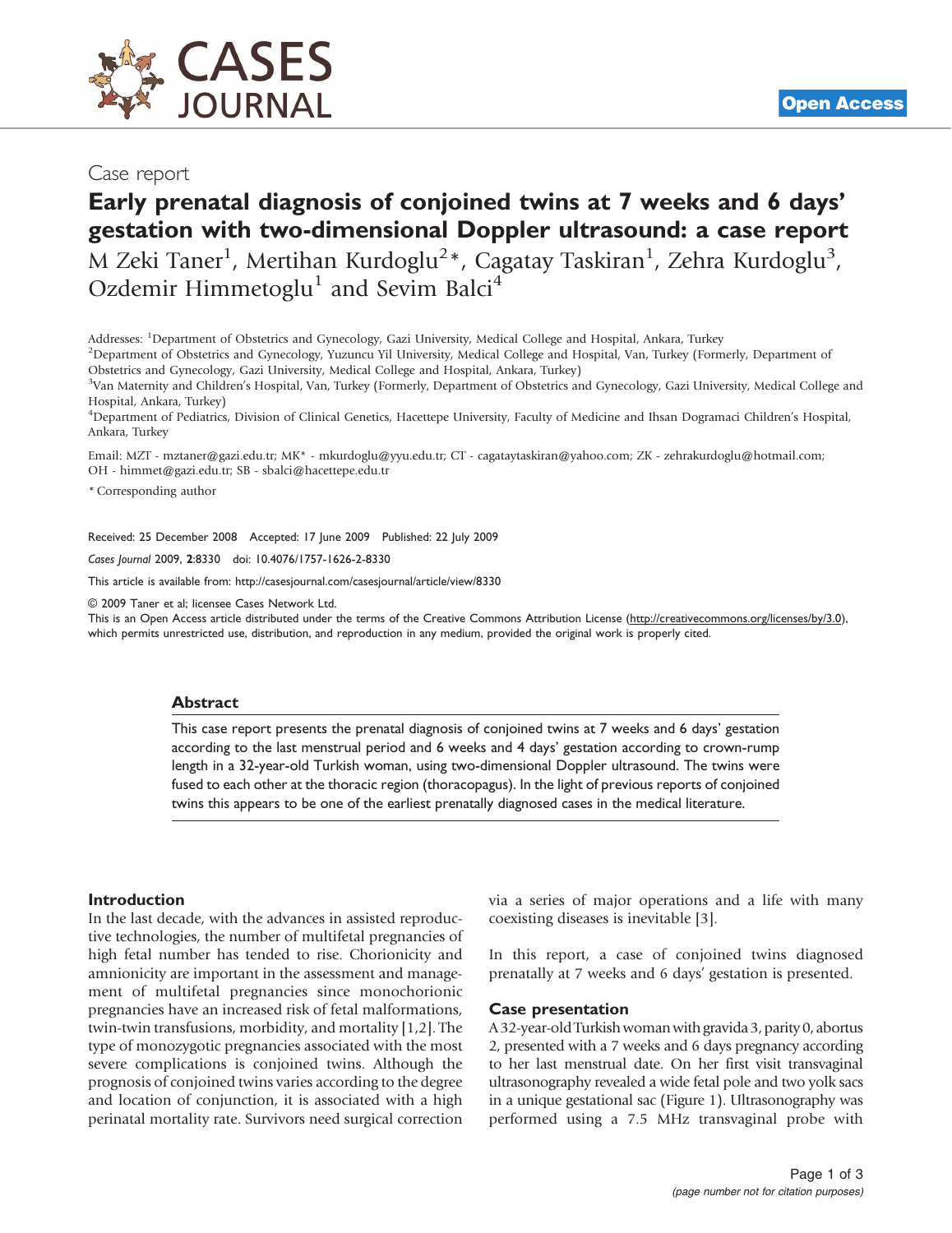Case report

# Early prenatal diagnosis of conjoined twins at 7 weeks and 6 days' gestation with two-dimensional Doppler ultrasound: a case report

M Zeki Taner[1], Mertihan Kurdoglu[2]*, Cagatay Taskiran[1], Zehra Kurdoglu[3], Ozdemir Himmetoglu[1] and Sevim Balci[4]

Addresses: [1]Department of Obstetrics and Gynecology, Gazi University, Medical College and Hospital, Ankara, Turkey
[2]Department of Obstetrics and Gynecology, Yuzuncu Yil University, Medical College and Hospital, Van, Turkey (Formerly, Department of Obstetrics and Gynecology, Gazi University, Medical College and Hospital, Ankara, Turkey)
[3]Van Maternity and Children's Hospital, Van, Turkey (Formerly, Department of Obstetrics and Gynecology, Gazi University, Medical College and Hospital, Ankara, Turkey)
[4]Department of Pediatrics, Division of Clinical Genetics, Hacettepe University, Faculty of Medicine and Ihsan Dogramaci Children's Hospital, Ankara, Turkey

Email: MZT - mztaner@gazi.edu.tr; MK* - mkurdoglu@yyu.edu.tr; CT - cagataytaskiran@yahoo.com; ZK - zehrakurdoglu@hotmail.com; OH - himmet@gazi.edu.tr; SB - sbalci@hacettepe.edu.tr

* Corresponding author

Received: 25 December 2008 Accepted: 17 June 2009 Published: 22 July 2009

*Cases Journal* 2009, **2**:8330 doi: 10.4076/1757-1626-2-8330

This article is available from: http://casesjournal.com/casesjournal/article/view/8330

© 2009 Taner et al; licensee Cases Network Ltd.
This is an Open Access article distributed under the terms of the Creative Commons Attribution License (http://creativecommons.org/licenses/by/3.0), which permits unrestricted use, distribution, and reproduction in any medium, provided the original work is properly cited.

## Abstract

This case report presents the prenatal diagnosis of conjoined twins at 7 weeks and 6 days' gestation according to the last menstrual period and 6 weeks and 4 days' gestation according to crown-rump length in a 32-year-old Turkish woman, using two-dimensional Doppler ultrasound. The twins were fused to each other at the thoracic region (thoracopagus). In the light of previous reports of conjoined twins this appears to be one of the earliest prenatally diagnosed cases in the medical literature.

## Introduction

In the last decade, with the advances in assisted reproductive technologies, the number of multifetal pregnancies of high fetal number has tended to rise. Chorionicity and amnionicity are important in the assessment and management of multifetal pregnancies since monochorionic pregnancies have an increased risk of fetal malformations, twin-twin transfusions, morbidity, and mortality [1,2]. The type of monozygotic pregnancies associated with the most severe complications is conjoined twins. Although the prognosis of conjoined twins varies according to the degree and location of conjunction, it is associated with a high perinatal mortality rate. Survivors need surgical correction via a series of major operations and a life with many coexisting diseases is inevitable [3].

In this report, a case of conjoined twins diagnosed prenatally at 7 weeks and 6 days' gestation is presented.

## Case presentation

A 32-year-old Turkish woman with gravida 3, parity 0, abortus 2, presented with a 7 weeks and 6 days pregnancy according to her last menstrual date. On her first visit transvaginal ultrasonography revealed a wide fetal pole and two yolk sacs in a unique gestational sac (Figure 1). Ultrasonography was performed using a 7.5 MHz transvaginal probe with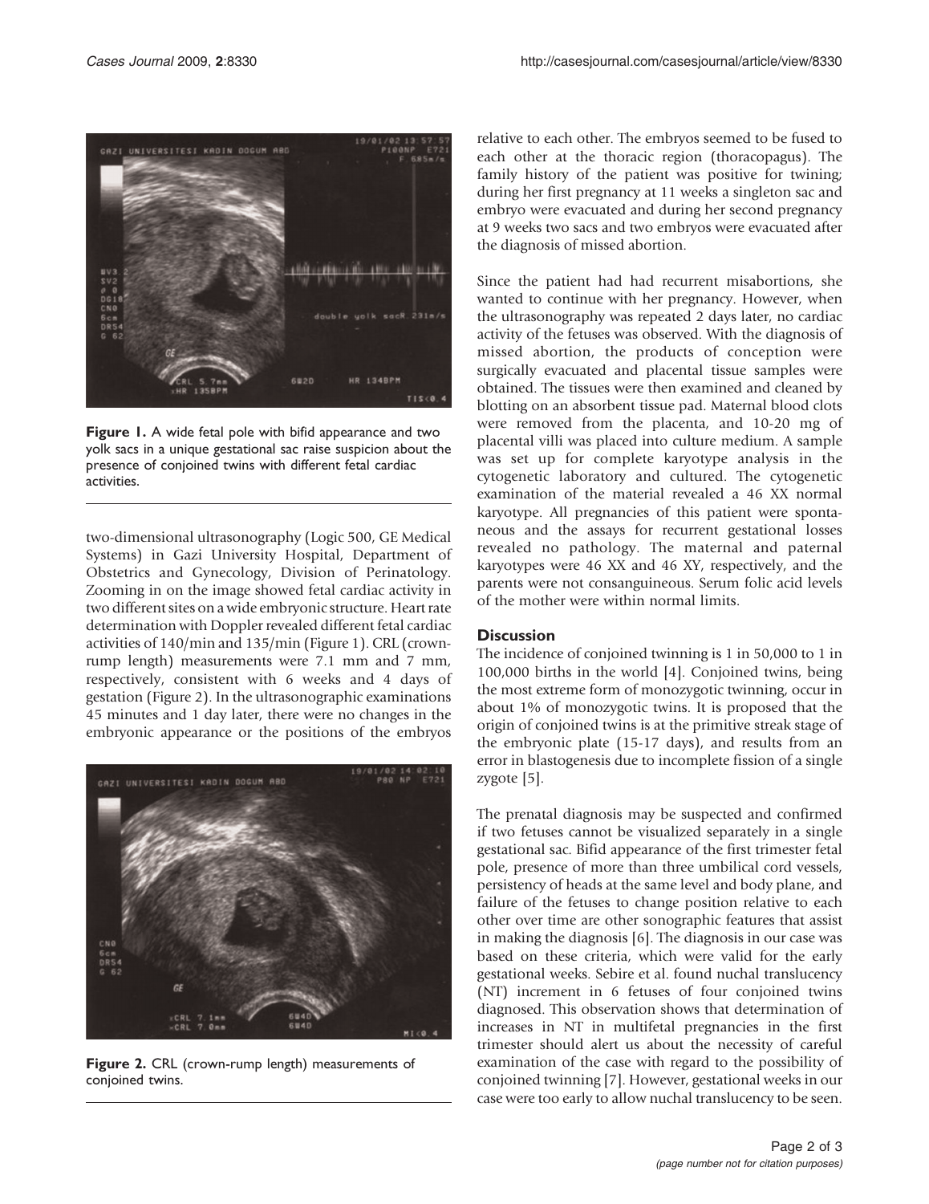Figure 1. A wide fetal pole with bifid appearance and two yolk sacs in a unique gestational sac raise suspicion about the presence of conjoined twins with different fetal cardiac activities.

two-dimensional ultrasonography (Logic 500, GE Medical Systems) in Gazi University Hospital, Department of Obstetrics and Gynecology, Division of Perinatology. Zooming in on the image showed fetal cardiac activity in two different sites on a wide embryonic structure. Heart rate determination with Doppler revealed different fetal cardiac activities of 140/min and 135/min (Figure 1). CRL (crown-rump length) measurements were 7.1 mm and 7 mm, respectively, consistent with 6 weeks and 4 days of gestation (Figure 2). In the ultrasonographic examinations 45 minutes and 1 day later, there were no changes in the embryonic appearance or the positions of the embryos relative to each other. The embryos seemed to be fused to each other at the thoracic region (thoracopagus). The family history of the patient was positive for twining; during her first pregnancy at 11 weeks a singleton sac and embryo were evacuated and during her second pregnancy at 9 weeks two sacs and two embryos were evacuated after the diagnosis of missed abortion.

Figure 2. CRL (crown-rump length) measurements of conjoined twins.

Since the patient had had recurrent misabortions, she wanted to continue with her pregnancy. However, when the ultrasonography was repeated 2 days later, no cardiac activity of the fetuses was observed. With the diagnosis of missed abortion, the products of conception were surgically evacuated and placental tissue samples were obtained. The tissues were then examined and cleaned by blotting on an absorbent tissue pad. Maternal blood clots were removed from the placenta, and 10-20 mg of placental villi was placed into culture medium. A sample was set up for complete karyotype analysis in the cytogenetic laboratory and cultured. The cytogenetic examination of the material revealed a 46 XX normal karyotype. All pregnancies of this patient were spontaneous and the assays for recurrent gestational losses revealed no pathology. The maternal and paternal karyotypes were 46 XX and 46 XY, respectively, and the parents were not consanguineous. Serum folic acid levels of the mother were within normal limits.

## Discussion

The incidence of conjoined twinning is 1 in 50,000 to 1 in 100,000 births in the world [4]. Conjoined twins, being the most extreme form of monozygotic twinning, occur in about 1% of monozygotic twins. It is proposed that the origin of conjoined twins is at the primitive streak stage of the embryonic plate (15-17 days), and results from an error in blastogenesis due to incomplete fission of a single zygote [5].

The prenatal diagnosis may be suspected and confirmed if two fetuses cannot be visualized separately in a single gestational sac. Bifid appearance of the first trimester fetal pole, presence of more than three umbilical cord vessels, persistency of heads at the same level and body plane, and failure of the fetuses to change position relative to each other over time are other sonographic features that assist in making the diagnosis [6]. The diagnosis in our case was based on these criteria, which were valid for the early gestational weeks. Sebire et al. found nuchal translucency (NT) increment in 6 fetuses of four conjoined twins diagnosed. This observation shows that determination of increases in NT in multifetal pregnancies in the first trimester should alert us about the necessity of careful examination of the case with regard to the possibility of conjoined twinning [7]. However, gestational weeks in our case were too early to allow nuchal translucency to be seen.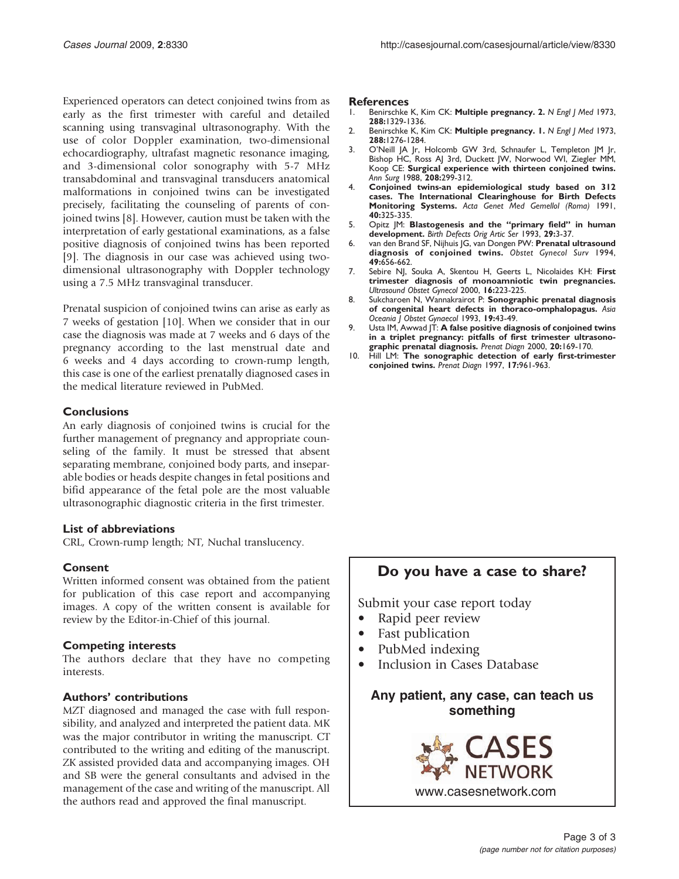Experienced operators can detect conjoined twins from as early as the first trimester with careful and detailed scanning using transvaginal ultrasonography. With the use of color Doppler examination, two-dimensional echocardiography, ultrafast magnetic resonance imaging, and 3-dimensional color sonography with 5-7 MHz transabdominal and transvaginal transducers anatomical malformations in conjoined twins can be investigated precisely, facilitating the counseling of parents of conjoined twins [8]. However, caution must be taken with the interpretation of early gestational examinations, as a false positive diagnosis of conjoined twins has been reported [9]. The diagnosis in our case was achieved using two-dimensional ultrasonography with Doppler technology using a 7.5 MHz transvaginal transducer.

Prenatal suspicion of conjoined twins can arise as early as 7 weeks of gestation [10]. When we consider that in our case the diagnosis was made at 7 weeks and 6 days of the pregnancy according to the last menstrual date and 6 weeks and 4 days according to crown-rump length, this case is one of the earliest prenatally diagnosed cases in the medical literature reviewed in PubMed.

## Conclusions

An early diagnosis of conjoined twins is crucial for the further management of pregnancy and appropriate counseling of the family. It must be stressed that absent separating membrane, conjoined body parts, and inseparable bodies or heads despite changes in fetal positions and bifid appearance of the fetal pole are the most valuable ultrasonographic diagnostic criteria in the first trimester.

## List of abbreviations

CRL, Crown-rump length; NT, Nuchal translucency.

## Consent

Written informed consent was obtained from the patient for publication of this case report and accompanying images. A copy of the written consent is available for review by the Editor-in-Chief of this journal.

## Competing interests

The authors declare that they have no competing interests.

## Authors' contributions

MZT diagnosed and managed the case with full responsibility, and analyzed and interpreted the patient data. MK was the major contributor in writing the manuscript. CT contributed to the writing and editing of the manuscript. ZK assisted provided data and accompanying images. OH and SB were the general consultants and advised in the management of the case and writing of the manuscript. All the authors read and approved the final manuscript.

## References

1. Benirschke K, Kim CK: **Multiple pregnancy. 2.** *N Engl J Med* 1973, **288:**1329-1336.
2. Benirschke K, Kim CK: **Multiple pregnancy. 1.** *N Engl J Med* 1973, **288:**1276-1284.
3. O'Neill JA Jr, Holcomb GW 3rd, Schnaufer L, Templeton JM Jr, Bishop HC, Ross AJ 3rd, Duckett JW, Norwood WI, Ziegler MM, Koop CE: **Surgical experience with thirteen conjoined twins.** *Ann Surg* 1988, **208:**299-312.
4. **Conjoined twins-an epidemiological study based on 312 cases. The International Clearinghouse for Birth Defects Monitoring Systems.** *Acta Genet Med Gemellol (Roma)* 1991, **40:**325-335.
5. Opitz JM: **Blastogenesis and the "primary field" in human development.** *Birth Defects Orig Artic Ser* 1993, **29:**3-37.
6. van den Brand SF, Nijhuis JG, van Dongen PW: **Prenatal ultrasound diagnosis of conjoined twins.** *Obstet Gynecol Surv* 1994, **49:**656-662.
7. Sebire NJ, Souka A, Skentou H, Geerts L, Nicolaides KH: **First trimester diagnosis of monoamniotic twin pregnancies.** *Ultrasound Obstet Gynecol* 2000, **16:**223-225.
8. Sukcharoen N, Wannakrairot P: **Sonographic prenatal diagnosis of congenital heart defects in thoraco-omphalopagus.** *Asia Oceania J Obstet Gynaecol* 1993, **19:**43-49.
9. Usta IM, Awwad JT: **A false positive diagnosis of conjoined twins in a triplet pregnancy: pitfalls of first trimester ultrasonographic prenatal diagnosis.** *Prenat Diagn* 2000, **20:**169-170.
10. Hill LM: **The sonographic detection of early first-trimester conjoined twins.** *Prenat Diagn* 1997, **17:**961-963.

**Do you have a case to share?**

Submit your case report today

- Rapid peer review
- Fast publication
- PubMed indexing
- Inclusion in Cases Database

**Any patient, any case, can teach us something**

CASES NETWORK

www.casesnetwork.com